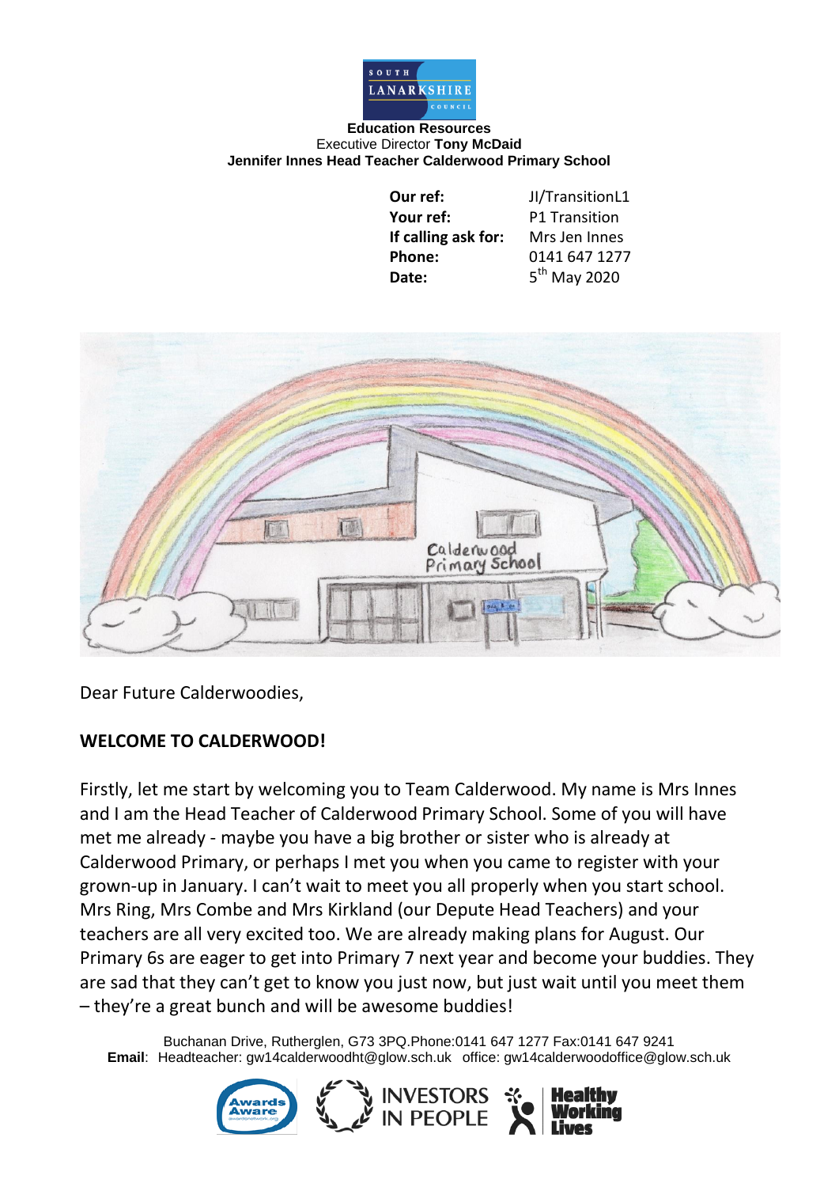**Education Resources**
Executive Director **Tony McDaid**
**Jennifer Innes Head Teacher Calderwood Primary School**

| | |
|---|---|
| **Our ref:** | JI/TransitionL1 |
| **Your ref:** | P1 Transition |
| **If calling ask for:** | Mrs Jen Innes |
| **Phone:** | 0141 647 1277 |
| **Date:** | 5th May 2020 |

Dear Future Calderwoodies,

**WELCOME TO CALDERWOOD!**

Firstly, let me start by welcoming you to Team Calderwood. My name is Mrs Innes and I am the Head Teacher of Calderwood Primary School. Some of you will have met me already - maybe you have a big brother or sister who is already at Calderwood Primary, or perhaps I met you when you came to register with your grown-up in January. I can't wait to meet you all properly when you start school. Mrs Ring, Mrs Combe and Mrs Kirkland (our Depute Head Teachers) and your teachers are all very excited too. We are already making plans for August. Our Primary 6s are eager to get into Primary 7 next year and become your buddies. They are sad that they can't get to know you just now, but just wait until you meet them – they're a great bunch and will be awesome buddies!

Buchanan Drive, Rutherglen, G73 3PQ.Phone:0141 647 1277 Fax:0141 647 9241
**Email**: Headteacher: gw14calderwoodht@glow.sch.uk office: gw14calderwoodoffice@glow.sch.uk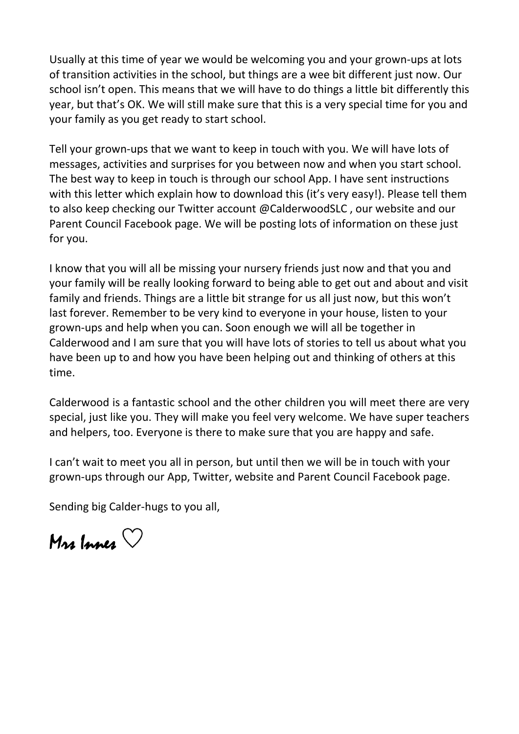Usually at this time of year we would be welcoming you and your grown-ups at lots of transition activities in the school, but things are a wee bit different just now. Our school isn't open. This means that we will have to do things a little bit differently this year, but that's OK. We will still make sure that this is a very special time for you and your family as you get ready to start school.

Tell your grown-ups that we want to keep in touch with you. We will have lots of messages, activities and surprises for you between now and when you start school. The best way to keep in touch is through our school App. I have sent instructions with this letter which explain how to download this (it's very easy!). Please tell them to also keep checking our Twitter account @CalderwoodSLC , our website and our Parent Council Facebook page. We will be posting lots of information on these just for you.

I know that you will all be missing your nursery friends just now and that you and your family will be really looking forward to being able to get out and about and visit family and friends. Things are a little bit strange for us all just now, but this won't last forever. Remember to be very kind to everyone in your house, listen to your grown-ups and help when you can. Soon enough we will all be together in Calderwood and I am sure that you will have lots of stories to tell us about what you have been up to and how you have been helping out and thinking of others at this time.

Calderwood is a fantastic school and the other children you will meet there are very special, just like you. They will make you feel very welcome. We have super teachers and helpers, too. Everyone is there to make sure that you are happy and safe.

I can't wait to meet you all in person, but until then we will be in touch with your grown-ups through our App, Twitter, website and Parent Council Facebook page.

Sending big Calder-hugs to you all,

Mrs Innes ♡